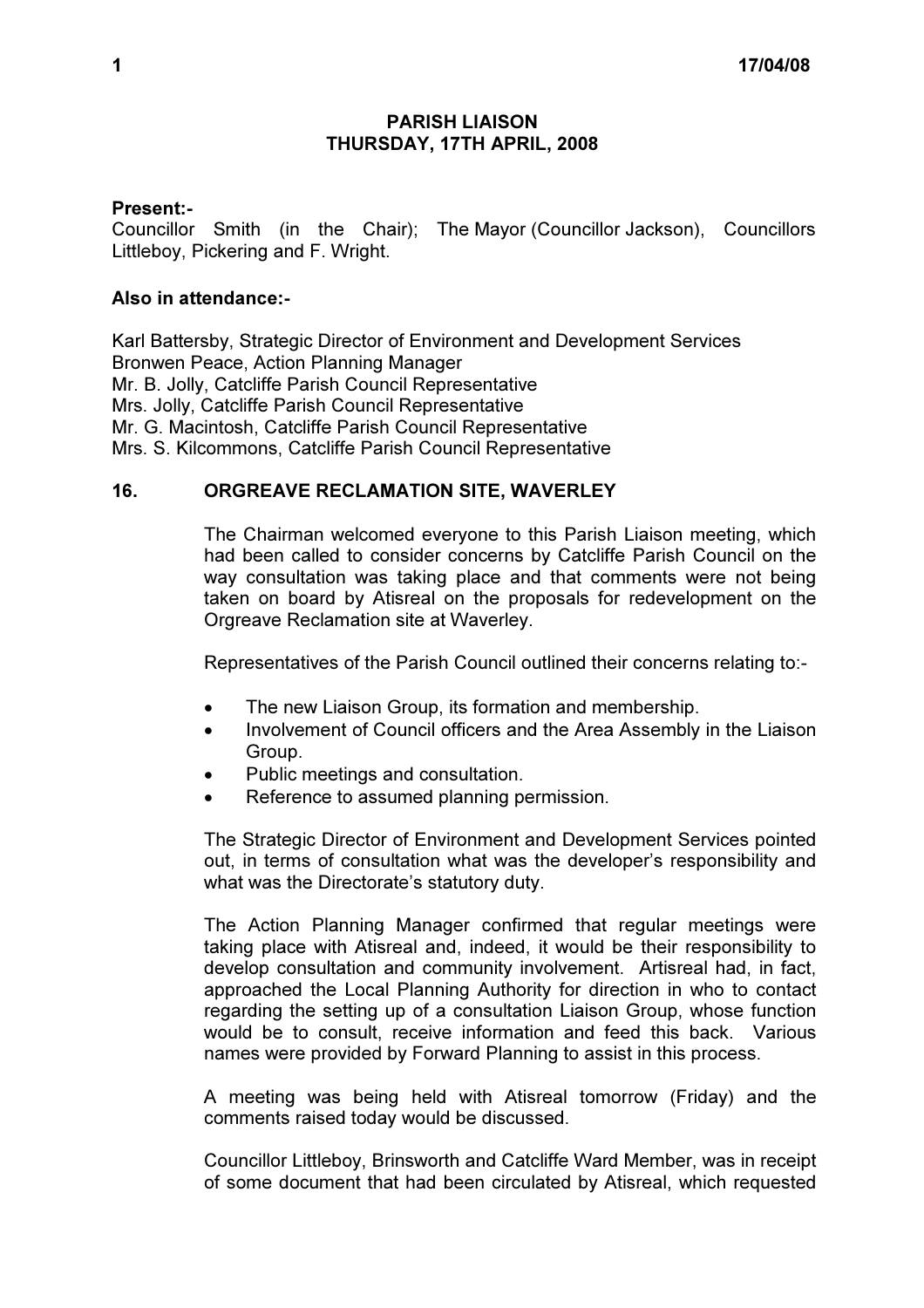# PARISH LIAISON
## THURSDAY, 17TH APRIL, 2008

**Present:-**
Councillor Smith (in the Chair); The Mayor (Councillor Jackson), Councillors Littleboy, Pickering and F. Wright.

**Also in attendance:-**

Karl Battersby, Strategic Director of Environment and Development Services
Bronwen Peace, Action Planning Manager
Mr. B. Jolly, Catcliffe Parish Council Representative
Mrs. Jolly, Catcliffe Parish Council Representative
Mr. G. Macintosh, Catcliffe Parish Council Representative
Mrs. S. Kilcommons, Catcliffe Parish Council Representative

### 16. ORGREAVE RECLAMATION SITE, WAVERLEY

The Chairman welcomed everyone to this Parish Liaison meeting, which had been called to consider concerns by Catcliffe Parish Council on the way consultation was taking place and that comments were not being taken on board by Atisreal on the proposals for redevelopment on the Orgreave Reclamation site at Waverley.

Representatives of the Parish Council outlined their concerns relating to:-

- The new Liaison Group, its formation and membership.
- Involvement of Council officers and the Area Assembly in the Liaison Group.
- Public meetings and consultation.
- Reference to assumed planning permission.

The Strategic Director of Environment and Development Services pointed out, in terms of consultation what was the developer's responsibility and what was the Directorate's statutory duty.

The Action Planning Manager confirmed that regular meetings were taking place with Atisreal and, indeed, it would be their responsibility to develop consultation and community involvement. Artisreal had, in fact, approached the Local Planning Authority for direction in who to contact regarding the setting up of a consultation Liaison Group, whose function would be to consult, receive information and feed this back. Various names were provided by Forward Planning to assist in this process.

A meeting was being held with Atisreal tomorrow (Friday) and the comments raised today would be discussed.

Councillor Littleboy, Brinsworth and Catcliffe Ward Member, was in receipt of some document that had been circulated by Atisreal, which requested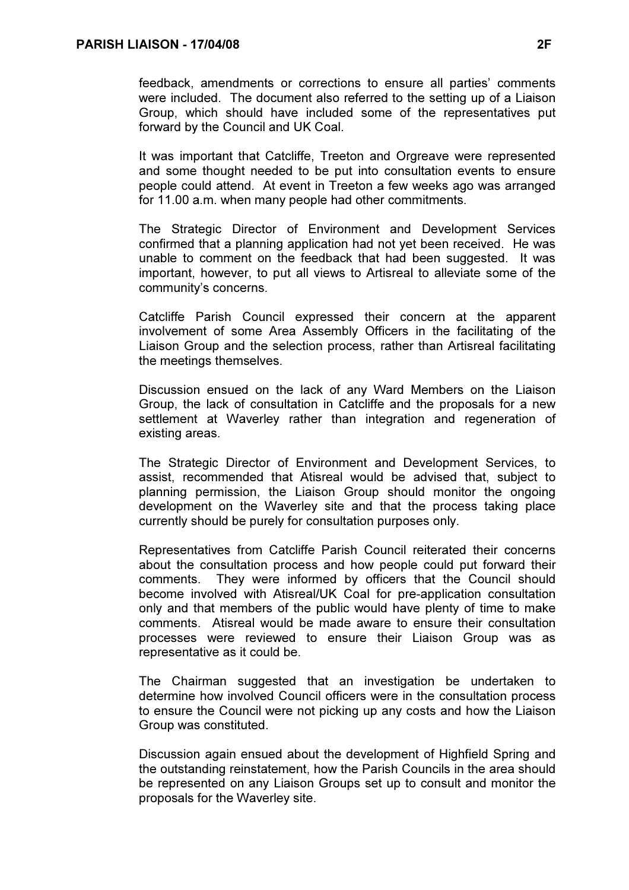feedback, amendments or corrections to ensure all parties' comments were included. The document also referred to the setting up of a Liaison Group, which should have included some of the representatives put forward by the Council and UK Coal.

It was important that Catcliffe, Treeton and Orgreave were represented and some thought needed to be put into consultation events to ensure people could attend. At event in Treeton a few weeks ago was arranged for 11.00 a.m. when many people had other commitments.

The Strategic Director of Environment and Development Services confirmed that a planning application had not yet been received. He was unable to comment on the feedback that had been suggested. It was important, however, to put all views to Artisreal to alleviate some of the community's concerns.

Catcliffe Parish Council expressed their concern at the apparent involvement of some Area Assembly Officers in the facilitating of the Liaison Group and the selection process, rather than Artisreal facilitating the meetings themselves.

Discussion ensued on the lack of any Ward Members on the Liaison Group, the lack of consultation in Catcliffe and the proposals for a new settlement at Waverley rather than integration and regeneration of existing areas.

The Strategic Director of Environment and Development Services, to assist, recommended that Atisreal would be advised that, subject to planning permission, the Liaison Group should monitor the ongoing development on the Waverley site and that the process taking place currently should be purely for consultation purposes only.

Representatives from Catcliffe Parish Council reiterated their concerns about the consultation process and how people could put forward their comments. They were informed by officers that the Council should become involved with Atisreal/UK Coal for pre-application consultation only and that members of the public would have plenty of time to make comments. Atisreal would be made aware to ensure their consultation processes were reviewed to ensure their Liaison Group was as representative as it could be.

The Chairman suggested that an investigation be undertaken to determine how involved Council officers were in the consultation process to ensure the Council were not picking up any costs and how the Liaison Group was constituted.

Discussion again ensued about the development of Highfield Spring and the outstanding reinstatement, how the Parish Councils in the area should be represented on any Liaison Groups set up to consult and monitor the proposals for the Waverley site.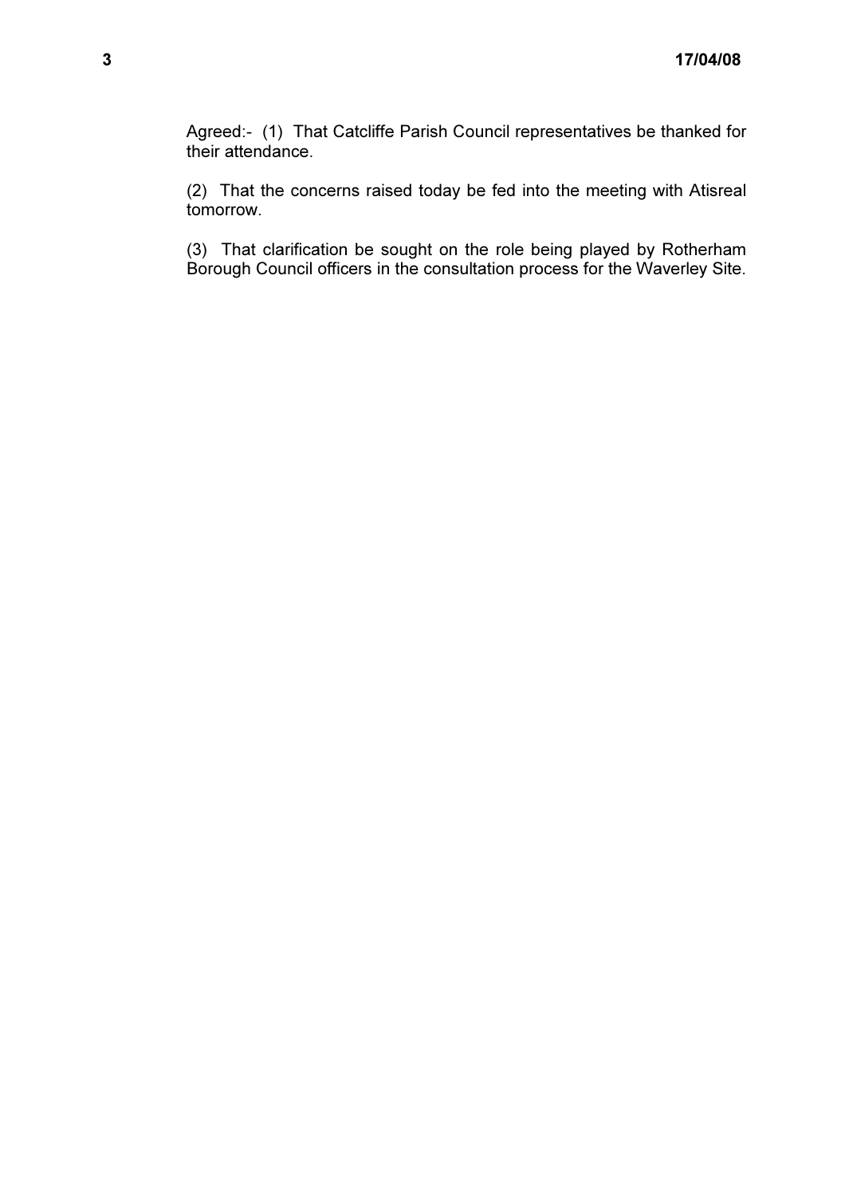Agreed:- (1) That Catcliffe Parish Council representatives be thanked for their attendance.

(2) That the concerns raised today be fed into the meeting with Atisreal tomorrow.

(3) That clarification be sought on the role being played by Rotherham Borough Council officers in the consultation process for the Waverley Site.